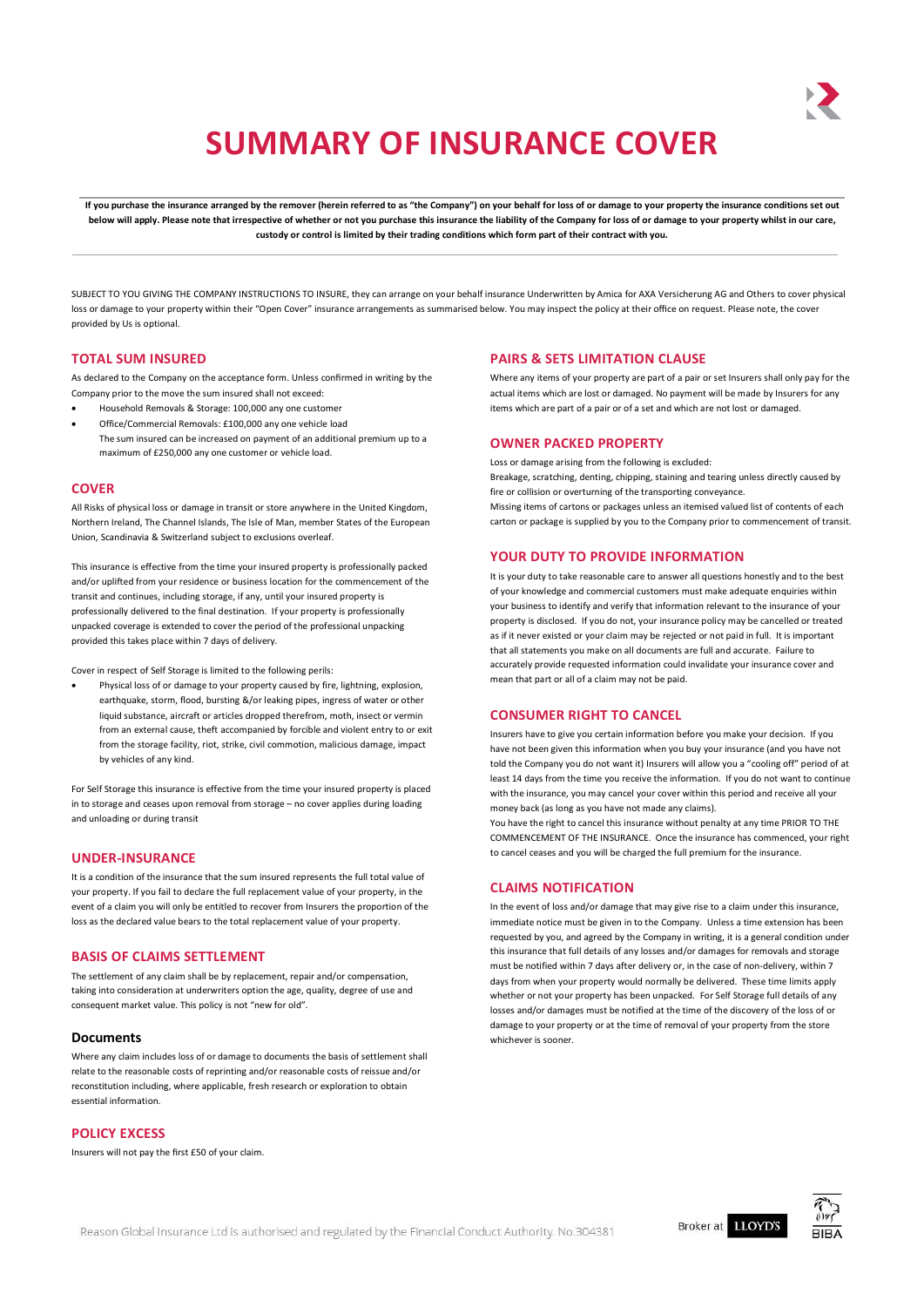# SUMMARY OF INSURANCE COVER

**If you purchase the insurance arranged by the remover (herein referred to as "the Company") on your behalf for loss of or damage to your property the insurance conditions set out below will apply. Please note that irrespective of whether or not you purchase this insurance the liability of the Company for loss of or damage to your property whilst in our care, custody or control is limited by their trading conditions which form part of their contract with you.**

SUBJECT TO YOU GIVING THE COMPANY INSTRUCTIONS TO INSURE, they can arrange on your behalf insurance Underwritten by Amica for AXA Versicherung AG and Others to cover physical loss or damage to your property within their "Open Cover" insurance arrangements as summarised below. You may inspect the policy at their office on request. Please note, the cover provided by Us is optional.

## TOTAL SUM INSURED

As declared to the Company on the acceptance form. Unless confirmed in writing by the Company prior to the move the sum insured shall not exceed:

- Household Removals & Storage: 100,000 any one customer
- Office/Commercial Removals: £100,000 any one vehicle load

  The sum insured can be increased on payment of an additional premium up to a maximum of £250,000 any one customer or vehicle load.

## COVER

All Risks of physical loss or damage in transit or store anywhere in the United Kingdom, Northern Ireland, The Channel Islands, The Isle of Man, member States of the European Union, Scandinavia & Switzerland subject to exclusions overleaf.

This insurance is effective from the time your insured property is professionally packed and/or uplifted from your residence or business location for the commencement of the transit and continues, including storage, if any, until your insured property is professionally delivered to the final destination. If your property is professionally unpacked coverage is extended to cover the period of the professional unpacking provided this takes place within 7 days of delivery.

Cover in respect of Self Storage is limited to the following perils:

- Physical loss of or damage to your property caused by fire, lightning, explosion, earthquake, storm, flood, bursting &/or leaking pipes, ingress of water or other liquid substance, aircraft or articles dropped therefrom, moth, insect or vermin from an external cause, theft accompanied by forcible and violent entry to or exit from the storage facility, riot, strike, civil commotion, malicious damage, impact by vehicles of any kind.

For Self Storage this insurance is effective from the time your insured property is placed in to storage and ceases upon removal from storage – no cover applies during loading and unloading or during transit

## UNDER-INSURANCE

It is a condition of the insurance that the sum insured represents the full total value of your property. If you fail to declare the full replacement value of your property, in the event of a claim you will only be entitled to recover from Insurers the proportion of the loss as the declared value bears to the total replacement value of your property.

## BASIS OF CLAIMS SETTLEMENT

The settlement of any claim shall be by replacement, repair and/or compensation, taking into consideration at underwriters option the age, quality, degree of use and consequent market value. This policy is not "new for old".

### Documents

Where any claim includes loss of or damage to documents the basis of settlement shall relate to the reasonable costs of reprinting and/or reasonable costs of reissue and/or reconstitution including, where applicable, fresh research or exploration to obtain essential information.

## POLICY EXCESS

Insurers will not pay the first £50 of your claim.

## PAIRS & SETS LIMITATION CLAUSE

Where any items of your property are part of a pair or set Insurers shall only pay for the actual items which are lost or damaged. No payment will be made by Insurers for any items which are part of a pair or of a set and which are not lost or damaged.

## OWNER PACKED PROPERTY

Loss or damage arising from the following is excluded:

Breakage, scratching, denting, chipping, staining and tearing unless directly caused by fire or collision or overturning of the transporting conveyance.

Missing items of cartons or packages unless an itemised valued list of contents of each carton or package is supplied by you to the Company prior to commencement of transit.

## YOUR DUTY TO PROVIDE INFORMATION

It is your duty to take reasonable care to answer all questions honestly and to the best of your knowledge and commercial customers must make adequate enquiries within your business to identify and verify that information relevant to the insurance of your property is disclosed. If you do not, your insurance policy may be cancelled or treated as if it never existed or your claim may be rejected or not paid in full. It is important that all statements you make on all documents are full and accurate. Failure to accurately provide requested information could invalidate your insurance cover and mean that part or all of a claim may not be paid.

## CONSUMER RIGHT TO CANCEL

Insurers have to give you certain information before you make your decision. If you have not been given this information when you buy your insurance (and you have not told the Company you do not want it) Insurers will allow you a "cooling off" period of at least 14 days from the time you receive the information. If you do not want to continue with the insurance, you may cancel your cover within this period and receive all your money back (as long as you have not made any claims).

You have the right to cancel this insurance without penalty at any time PRIOR TO THE COMMENCEMENT OF THE INSURANCE. Once the insurance has commenced, your right to cancel ceases and you will be charged the full premium for the insurance.

## CLAIMS NOTIFICATION

In the event of loss and/or damage that may give rise to a claim under this insurance, immediate notice must be given in to the Company. Unless a time extension has been requested by you, and agreed by the Company in writing, it is a general condition under this insurance that full details of any losses and/or damages for removals and storage must be notified within 7 days after delivery or, in the case of non-delivery, within 7 days from when your property would normally be delivered. These time limits apply whether or not your property has been unpacked. For Self Storage full details of any losses and/or damages must be notified at the time of the discovery of the loss of or damage to your property or at the time of removal of your property from the store whichever is sooner.

Reason Global Insurance Ltd is authorised and regulated by the Financial Conduct Authority. No.304381

Broker at LLOYD'S BIBA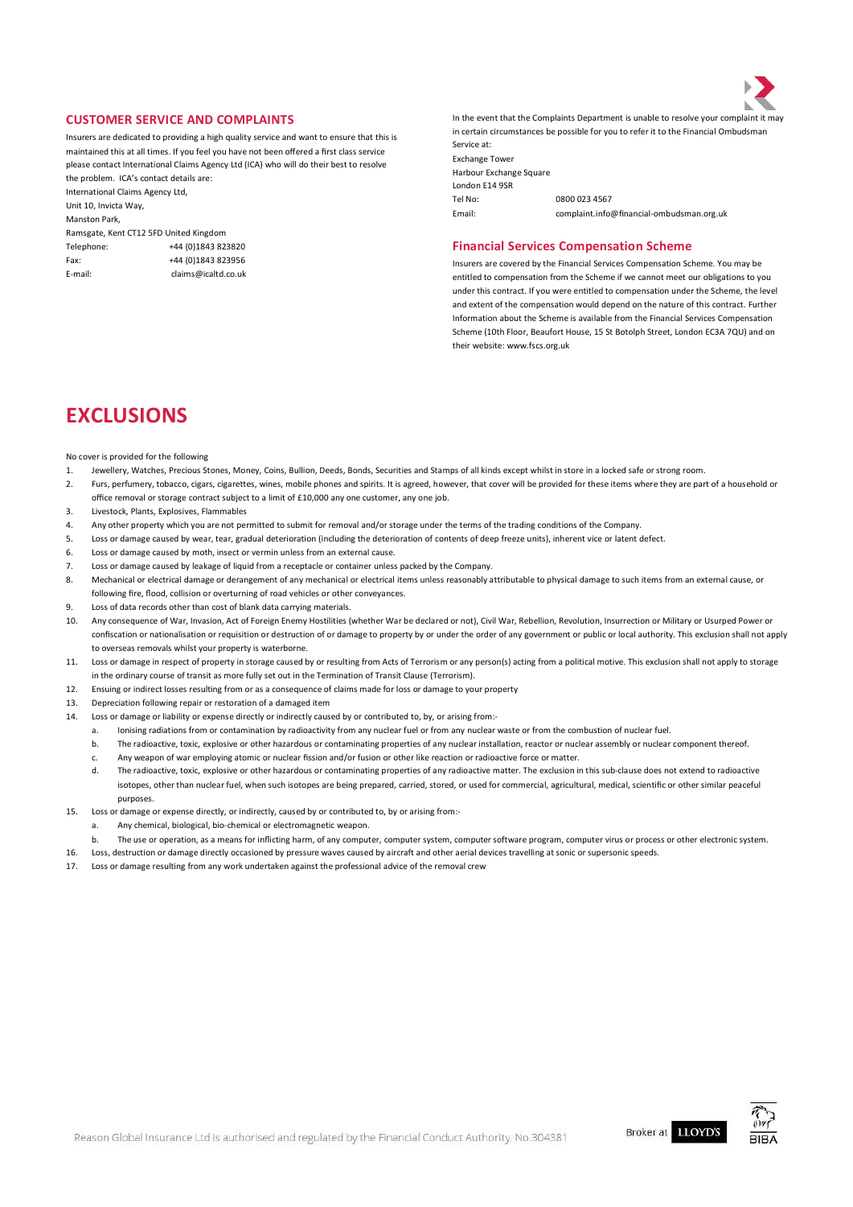## CUSTOMER SERVICE AND COMPLAINTS

Insurers are dedicated to providing a high quality service and want to ensure that this is maintained this at all times. If you feel you have not been offered a first class service please contact International Claims Agency Ltd (ICA) who will do their best to resolve the problem. ICA's contact details are:

International Claims Agency Ltd,
Unit 10, Invicta Way,
Manston Park,
Ramsgate, Kent CT12 5FD United Kingdom

| | |
|---|---|
| Telephone: | +44 (0)1843 823820 |
| Fax: | +44 (0)1843 823956 |
| E-mail: | claims@icaltd.co.uk |

In the event that the Complaints Department is unable to resolve your complaint it may in certain circumstances be possible for you to refer it to the Financial Ombudsman Service at:

Exchange Tower
Harbour Exchange Square
London E14 9SR

| | |
|---|---|
| Tel No: | 0800 023 4567 |
| Email: | complaint.info@financial-ombudsman.org.uk |

## Financial Services Compensation Scheme

Insurers are covered by the Financial Services Compensation Scheme. You may be entitled to compensation from the Scheme if we cannot meet our obligations to you under this contract. If you were entitled to compensation under the Scheme, the level and extent of the compensation would depend on the nature of this contract. Further Information about the Scheme is available from the Financial Services Compensation Scheme (10th Floor, Beaufort House, 15 St Botolph Street, London EC3A 7QU) and on their website: www.fscs.org.uk

# EXCLUSIONS

No cover is provided for the following

1. Jewellery, Watches, Precious Stones, Money, Coins, Bullion, Deeds, Bonds, Securities and Stamps of all kinds except whilst in store in a locked safe or strong room.
2. Furs, perfumery, tobacco, cigars, cigarettes, wines, mobile phones and spirits. It is agreed, however, that cover will be provided for these items where they are part of a household or office removal or storage contract subject to a limit of £10,000 any one customer, any one job.
3. Livestock, Plants, Explosives, Flammables
4. Any other property which you are not permitted to submit for removal and/or storage under the terms of the trading conditions of the Company.
5. Loss or damage caused by wear, tear, gradual deterioration (including the deterioration of contents of deep freeze units), inherent vice or latent defect.
6. Loss or damage caused by moth, insect or vermin unless from an external cause.
7. Loss or damage caused by leakage of liquid from a receptacle or container unless packed by the Company.
8. Mechanical or electrical damage or derangement of any mechanical or electrical items unless reasonably attributable to physical damage to such items from an external cause, or following fire, flood, collision or overturning of road vehicles or other conveyances.
9. Loss of data records other than cost of blank data carrying materials.
10. Any consequence of War, Invasion, Act of Foreign Enemy Hostilities (whether War be declared or not), Civil War, Rebellion, Revolution, Insurrection or Military or Usurped Power or confiscation or nationalisation or requisition or destruction of or damage to property by or under the order of any government or public or local authority. This exclusion shall not apply to overseas removals whilst your property is waterborne.
11. Loss or damage in respect of property in storage caused by or resulting from Acts of Terrorism or any person(s) acting from a political motive. This exclusion shall not apply to storage in the ordinary course of transit as more fully set out in the Termination of Transit Clause (Terrorism).
12. Ensuing or indirect losses resulting from or as a consequence of claims made for loss or damage to your property
13. Depreciation following repair or restoration of a damaged item
14. Loss or damage or liability or expense directly or indirectly caused by or contributed to, by, or arising from:-
    a. Ionising radiations from or contamination by radioactivity from any nuclear fuel or from any nuclear waste or from the combustion of nuclear fuel.
    b. The radioactive, toxic, explosive or other hazardous or contaminating properties of any nuclear installation, reactor or nuclear assembly or nuclear component thereof.
    c. Any weapon of war employing atomic or nuclear fission and/or fusion or other like reaction or radioactive force or matter.
    d. The radioactive, toxic, explosive or other hazardous or contaminating properties of any radioactive matter. The exclusion in this sub-clause does not extend to radioactive isotopes, other than nuclear fuel, when such isotopes are being prepared, carried, stored, or used for commercial, agricultural, medical, scientific or other similar peaceful purposes.
15. Loss or damage or expense directly, or indirectly, caused by or contributed to, by or arising from:-
    a. Any chemical, biological, bio-chemical or electromagnetic weapon.
    b. The use or operation, as a means for inflicting harm, of any computer, computer system, computer software program, computer virus or process or other electronic system.
16. Loss, destruction or damage directly occasioned by pressure waves caused by aircraft and other aerial devices travelling at sonic or supersonic speeds.
17. Loss or damage resulting from any work undertaken against the professional advice of the removal crew

Reason Global Insurance Ltd is authorised and regulated by the Financial Conduct Authority. No.304381

Broker at LLOYD'S

BIBA